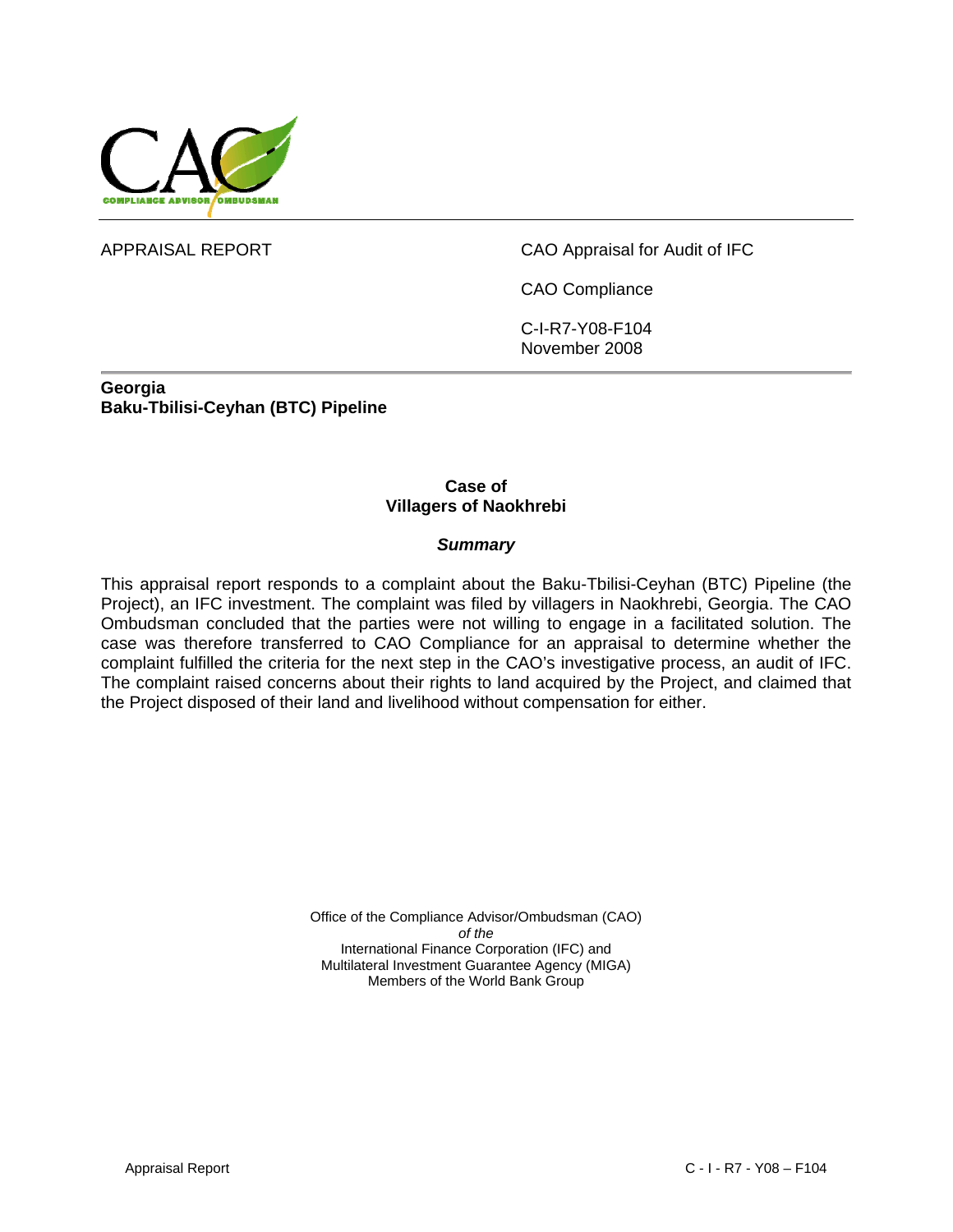APPRAISAL REPORT

CAO Appraisal for Audit of IFC

CAO Compliance

C-I-R7-Y08-F104
November 2008

**Georgia**
**Baku-Tbilisi-Ceyhan (BTC) Pipeline**

## Case of Villagers of Naokhrebi

### *Summary*

This appraisal report responds to a complaint about the Baku-Tbilisi-Ceyhan (BTC) Pipeline (the Project), an IFC investment. The complaint was filed by villagers in Naokhrebi, Georgia. The CAO Ombudsman concluded that the parties were not willing to engage in a facilitated solution. The case was therefore transferred to CAO Compliance for an appraisal to determine whether the complaint fulfilled the criteria for the next step in the CAO's investigative process, an audit of IFC. The complaint raised concerns about their rights to land acquired by the Project, and claimed that the Project disposed of their land and livelihood without compensation for either.

Office of the Compliance Advisor/Ombudsman (CAO)
*of the*
International Finance Corporation (IFC) and
Multilateral Investment Guarantee Agency (MIGA)
Members of the World Bank Group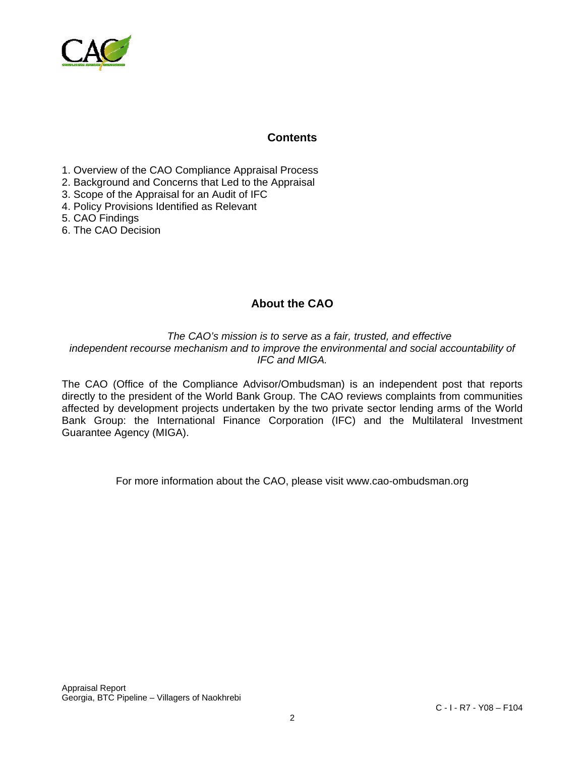## Contents

1. Overview of the CAO Compliance Appraisal Process
2. Background and Concerns that Led to the Appraisal
3. Scope of the Appraisal for an Audit of IFC
4. Policy Provisions Identified as Relevant
5. CAO Findings
6. The CAO Decision

## About the CAO

*The CAO's mission is to serve as a fair, trusted, and effective independent recourse mechanism and to improve the environmental and social accountability of IFC and MIGA.*

The CAO (Office of the Compliance Advisor/Ombudsman) is an independent post that reports directly to the president of the World Bank Group. The CAO reviews complaints from communities affected by development projects undertaken by the two private sector lending arms of the World Bank Group: the International Finance Corporation (IFC) and the Multilateral Investment Guarantee Agency (MIGA).

For more information about the CAO, please visit www.cao-ombudsman.org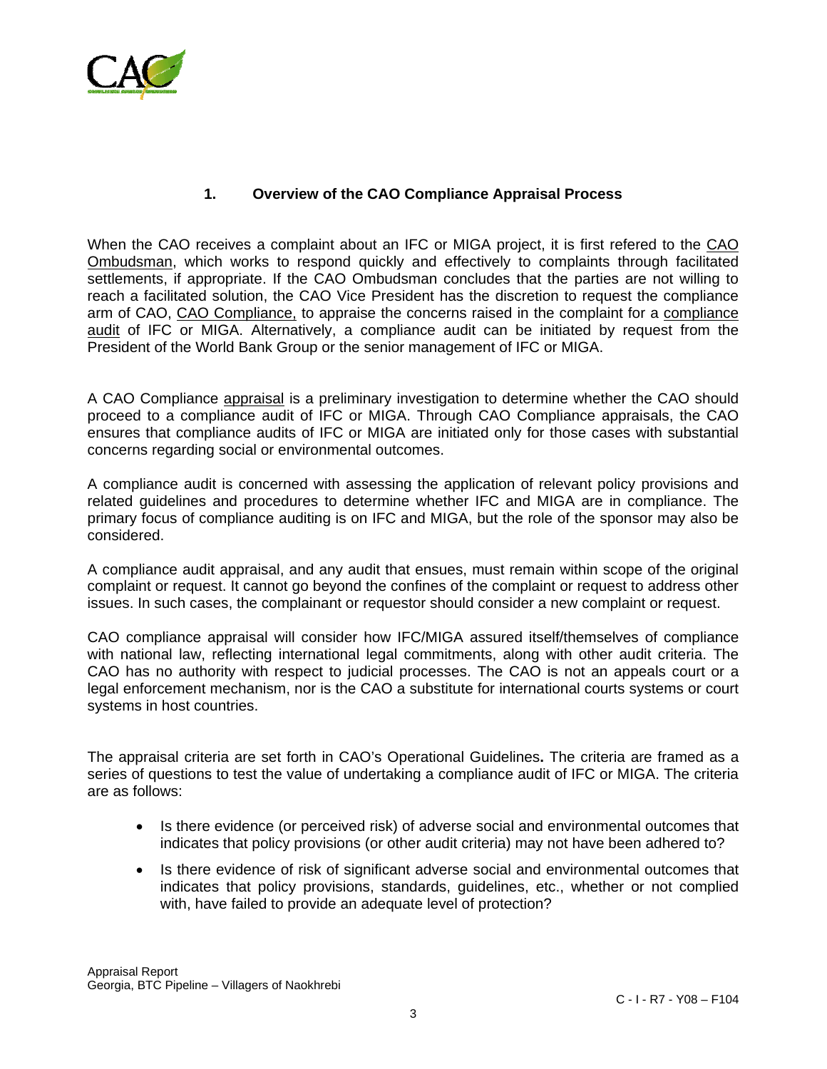## 1. Overview of the CAO Compliance Appraisal Process

When the CAO receives a complaint about an IFC or MIGA project, it is first refered to the CAO Ombudsman, which works to respond quickly and effectively to complaints through facilitated settlements, if appropriate. If the CAO Ombudsman concludes that the parties are not willing to reach a facilitated solution, the CAO Vice President has the discretion to request the compliance arm of CAO, CAO Compliance, to appraise the concerns raised in the complaint for a compliance audit of IFC or MIGA. Alternatively, a compliance audit can be initiated by request from the President of the World Bank Group or the senior management of IFC or MIGA.

A CAO Compliance appraisal is a preliminary investigation to determine whether the CAO should proceed to a compliance audit of IFC or MIGA. Through CAO Compliance appraisals, the CAO ensures that compliance audits of IFC or MIGA are initiated only for those cases with substantial concerns regarding social or environmental outcomes.

A compliance audit is concerned with assessing the application of relevant policy provisions and related guidelines and procedures to determine whether IFC and MIGA are in compliance. The primary focus of compliance auditing is on IFC and MIGA, but the role of the sponsor may also be considered.

A compliance audit appraisal, and any audit that ensues, must remain within scope of the original complaint or request. It cannot go beyond the confines of the complaint or request to address other issues. In such cases, the complainant or requestor should consider a new complaint or request.

CAO compliance appraisal will consider how IFC/MIGA assured itself/themselves of compliance with national law, reflecting international legal commitments, along with other audit criteria. The CAO has no authority with respect to judicial processes. The CAO is not an appeals court or a legal enforcement mechanism, nor is the CAO a substitute for international courts systems or court systems in host countries.

The appraisal criteria are set forth in CAO's Operational Guidelines**.** The criteria are framed as a series of questions to test the value of undertaking a compliance audit of IFC or MIGA. The criteria are as follows:

- Is there evidence (or perceived risk) of adverse social and environmental outcomes that indicates that policy provisions (or other audit criteria) may not have been adhered to?
- Is there evidence of risk of significant adverse social and environmental outcomes that indicates that policy provisions, standards, guidelines, etc., whether or not complied with, have failed to provide an adequate level of protection?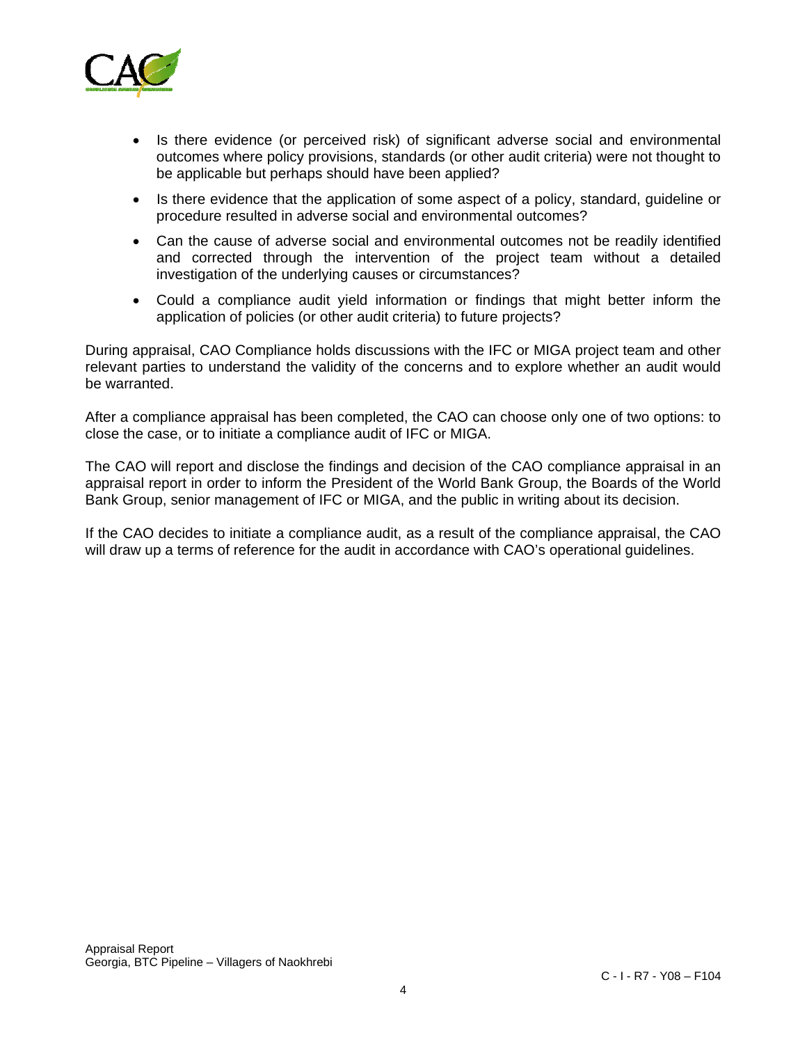- Is there evidence (or perceived risk) of significant adverse social and environmental outcomes where policy provisions, standards (or other audit criteria) were not thought to be applicable but perhaps should have been applied?
- Is there evidence that the application of some aspect of a policy, standard, guideline or procedure resulted in adverse social and environmental outcomes?
- Can the cause of adverse social and environmental outcomes not be readily identified and corrected through the intervention of the project team without a detailed investigation of the underlying causes or circumstances?
- Could a compliance audit yield information or findings that might better inform the application of policies (or other audit criteria) to future projects?

During appraisal, CAO Compliance holds discussions with the IFC or MIGA project team and other relevant parties to understand the validity of the concerns and to explore whether an audit would be warranted.

After a compliance appraisal has been completed, the CAO can choose only one of two options: to close the case, or to initiate a compliance audit of IFC or MIGA.

The CAO will report and disclose the findings and decision of the CAO compliance appraisal in an appraisal report in order to inform the President of the World Bank Group, the Boards of the World Bank Group, senior management of IFC or MIGA, and the public in writing about its decision.

If the CAO decides to initiate a compliance audit, as a result of the compliance appraisal, the CAO will draw up a terms of reference for the audit in accordance with CAO's operational guidelines.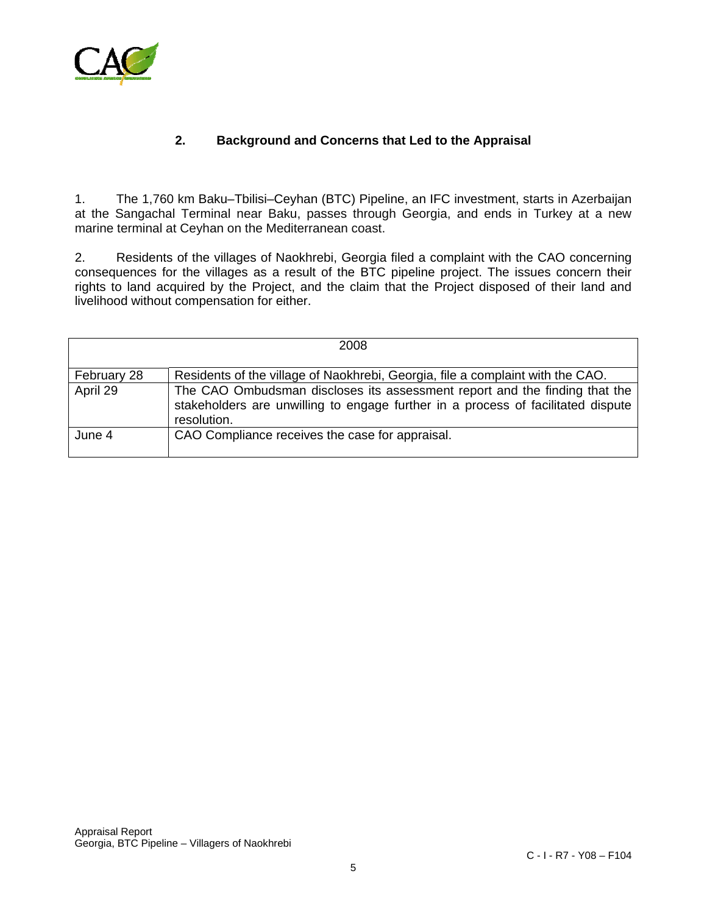## 2. Background and Concerns that Led to the Appraisal

1. The 1,760 km Baku–Tbilisi–Ceyhan (BTC) Pipeline, an IFC investment, starts in Azerbaijan at the Sangachal Terminal near Baku, passes through Georgia, and ends in Turkey at a new marine terminal at Ceyhan on the Mediterranean coast.

2. Residents of the villages of Naokhrebi, Georgia filed a complaint with the CAO concerning consequences for the villages as a result of the BTC pipeline project. The issues concern their rights to land acquired by the Project, and the claim that the Project disposed of their land and livelihood without compensation for either.

| 2008 | |
|---|---|
| February 28 | Residents of the village of Naokhrebi, Georgia, file a complaint with the CAO. |
| April 29 | The CAO Ombudsman discloses its assessment report and the finding that the stakeholders are unwilling to engage further in a process of facilitated dispute resolution. |
| June 4 | CAO Compliance receives the case for appraisal. |

Appraisal Report
Georgia, BTC Pipeline – Villagers of Naokhrebi

C - I - R7 - Y08 – F104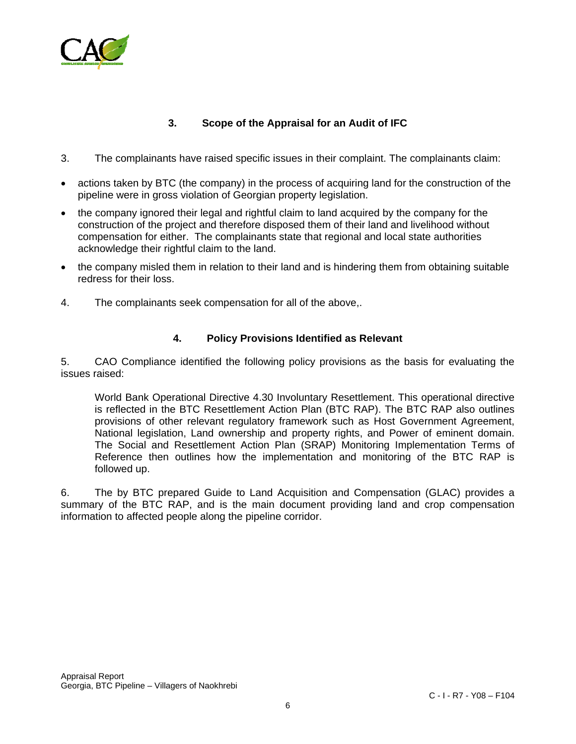## 3. Scope of the Appraisal for an Audit of IFC

3. The complainants have raised specific issues in their complaint. The complainants claim:

- actions taken by BTC (the company) in the process of acquiring land for the construction of the pipeline were in gross violation of Georgian property legislation.
- the company ignored their legal and rightful claim to land acquired by the company for the construction of the project and therefore disposed them of their land and livelihood without compensation for either. The complainants state that regional and local state authorities acknowledge their rightful claim to the land.
- the company misled them in relation to their land and is hindering them from obtaining suitable redress for their loss.

4. The complainants seek compensation for all of the above,.

## 4. Policy Provisions Identified as Relevant

5. CAO Compliance identified the following policy provisions as the basis for evaluating the issues raised:

> World Bank Operational Directive 4.30 Involuntary Resettlement. This operational directive is reflected in the BTC Resettlement Action Plan (BTC RAP). The BTC RAP also outlines provisions of other relevant regulatory framework such as Host Government Agreement, National legislation, Land ownership and property rights, and Power of eminent domain. The Social and Resettlement Action Plan (SRAP) Monitoring Implementation Terms of Reference then outlines how the implementation and monitoring of the BTC RAP is followed up.

6. The by BTC prepared Guide to Land Acquisition and Compensation (GLAC) provides a summary of the BTC RAP, and is the main document providing land and crop compensation information to affected people along the pipeline corridor.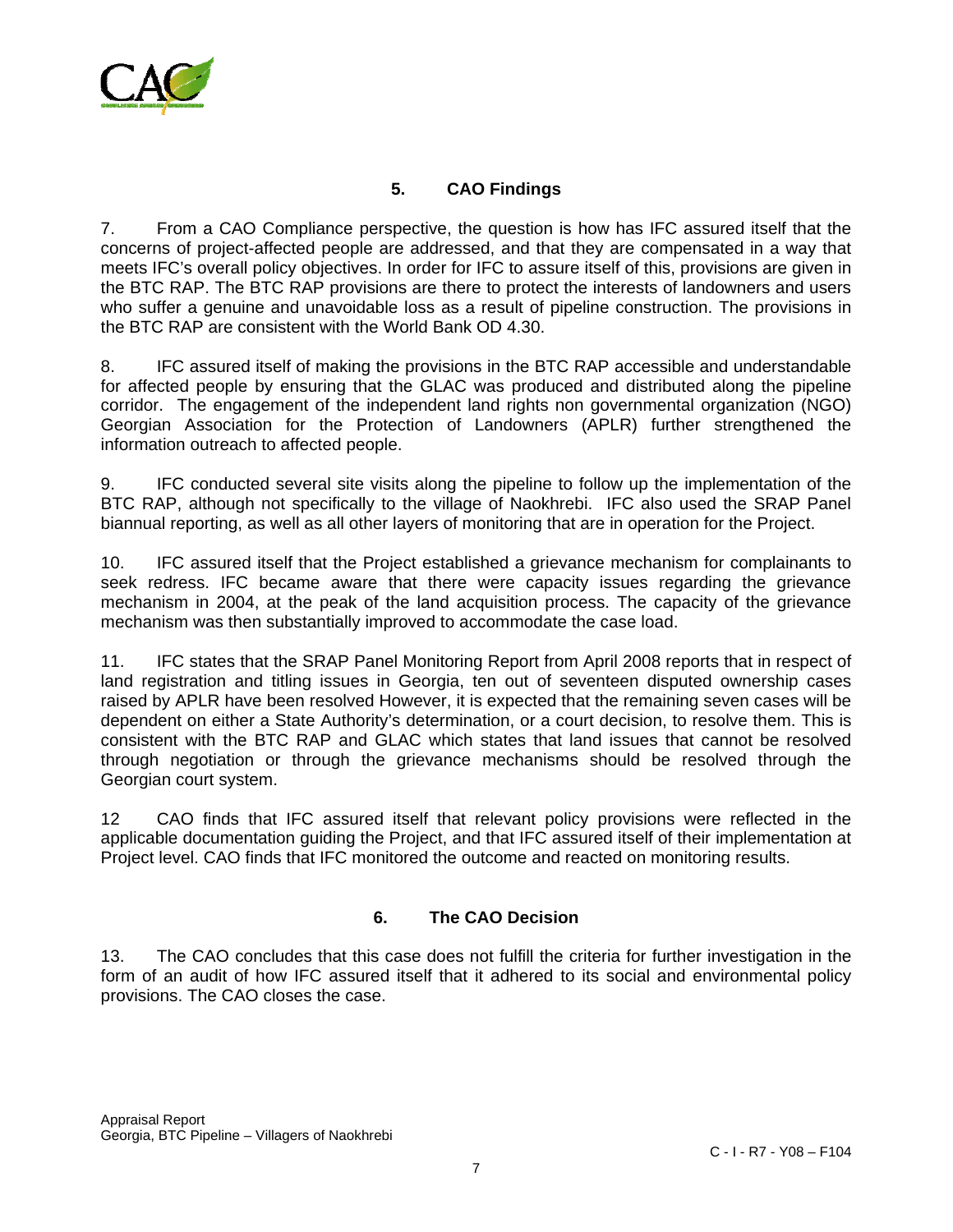## 5. CAO Findings

7. From a CAO Compliance perspective, the question is how has IFC assured itself that the concerns of project-affected people are addressed, and that they are compensated in a way that meets IFC's overall policy objectives. In order for IFC to assure itself of this, provisions are given in the BTC RAP. The BTC RAP provisions are there to protect the interests of landowners and users who suffer a genuine and unavoidable loss as a result of pipeline construction. The provisions in the BTC RAP are consistent with the World Bank OD 4.30.

8. IFC assured itself of making the provisions in the BTC RAP accessible and understandable for affected people by ensuring that the GLAC was produced and distributed along the pipeline corridor. The engagement of the independent land rights non governmental organization (NGO) Georgian Association for the Protection of Landowners (APLR) further strengthened the information outreach to affected people.

9. IFC conducted several site visits along the pipeline to follow up the implementation of the BTC RAP, although not specifically to the village of Naokhrebi. IFC also used the SRAP Panel biannual reporting, as well as all other layers of monitoring that are in operation for the Project.

10. IFC assured itself that the Project established a grievance mechanism for complainants to seek redress. IFC became aware that there were capacity issues regarding the grievance mechanism in 2004, at the peak of the land acquisition process. The capacity of the grievance mechanism was then substantially improved to accommodate the case load.

11. IFC states that the SRAP Panel Monitoring Report from April 2008 reports that in respect of land registration and titling issues in Georgia, ten out of seventeen disputed ownership cases raised by APLR have been resolved However, it is expected that the remaining seven cases will be dependent on either a State Authority's determination, or a court decision, to resolve them. This is consistent with the BTC RAP and GLAC which states that land issues that cannot be resolved through negotiation or through the grievance mechanisms should be resolved through the Georgian court system.

12 CAO finds that IFC assured itself that relevant policy provisions were reflected in the applicable documentation guiding the Project, and that IFC assured itself of their implementation at Project level. CAO finds that IFC monitored the outcome and reacted on monitoring results.

## 6. The CAO Decision

13. The CAO concludes that this case does not fulfill the criteria for further investigation in the form of an audit of how IFC assured itself that it adhered to its social and environmental policy provisions. The CAO closes the case.